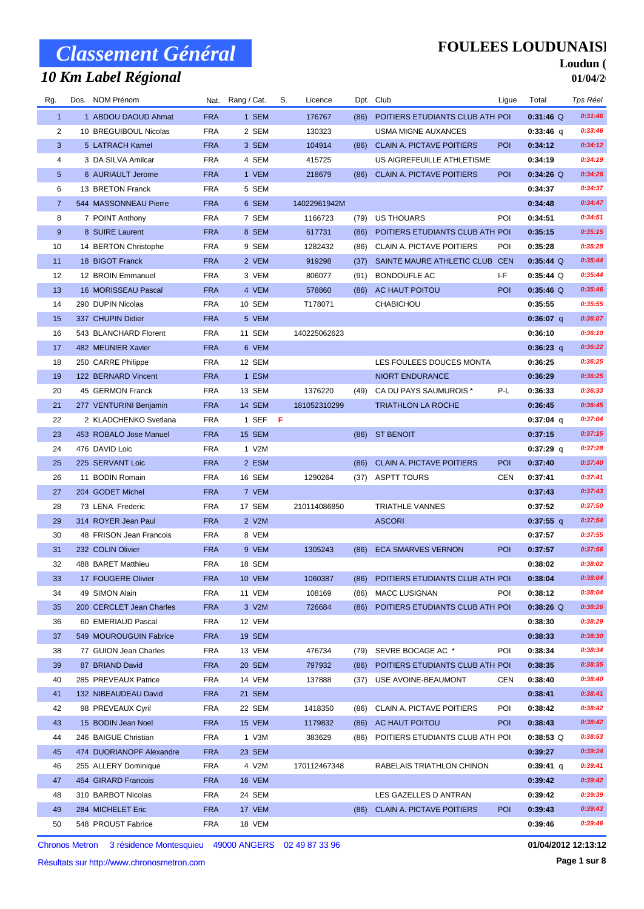# Classement Général

## 10 Km Label Régional

**FOULEES LOUDUNAISI**

**Loudun (**

**01/04/2**

| Rg. | Dos. | NOM Prénom | Nat. | Rang / Cat. | S. | Licence | Dpt. | Club | Ligue | Total | Tps Réel |
|---|---|---|---|---|---|---|---|---|---|---|---|
| 1 | 1 | ABDOU DAOUD Ahmat | FRA | 1 SEM | | 176767 | (86) | POITIERS ETUDIANTS CLUB ATH | POI | 0:31:46 Q | 0:31:46 |
| 2 | 10 | BREGUIBOUL Nicolas | FRA | 2 SEM | | 130323 | | USMA MIGNE AUXANCES | | 0:33:46 q | 0:33:46 |
| 3 | 5 | LATRACH Kamel | FRA | 3 SEM | | 104914 | (86) | CLAIN A. PICTAVE POITIERS | POI | 0:34:12 | 0:34:12 |
| 4 | 3 | DA SILVA Amilcar | FRA | 4 SEM | | 415725 | | US AIGREFEUILLE ATHLETISME | | 0:34:19 | 0:34:19 |
| 5 | 6 | AURIAULT Jerome | FRA | 1 VEM | | 218679 | (86) | CLAIN A. PICTAVE POITIERS | POI | 0:34:26 Q | 0:34:26 |
| 6 | 13 | BRETON Franck | FRA | 5 SEM | | | | | | 0:34:37 | 0:34:37 |
| 7 | 544 | MASSONNEAU Pierre | FRA | 6 SEM | | 14022961942M | | | | 0:34:48 | 0:34:47 |
| 8 | 7 | POINT Anthony | FRA | 7 SEM | | 1166723 | (79) | US THOUARS | POI | 0:34:51 | 0:34:51 |
| 9 | 8 | SUIRE Laurent | FRA | 8 SEM | | 617731 | (86) | POITIERS ETUDIANTS CLUB ATH | POI | 0:35:15 | 0:35:15 |
| 10 | 14 | BERTON Christophe | FRA | 9 SEM | | 1282432 | (86) | CLAIN A. PICTAVE POITIERS | POI | 0:35:28 | 0:35:28 |
| 11 | 18 | BIGOT Franck | FRA | 2 VEM | | 919298 | (37) | SAINTE MAURE ATHLETIC CLUB | CEN | 0:35:44 Q | 0:35:44 |
| 12 | 12 | BROIN Emmanuel | FRA | 3 VEM | | 806077 | (91) | BONDOUFLE AC | I-F | 0:35:44 Q | 0:35:44 |
| 13 | 16 | MORISSEAU Pascal | FRA | 4 VEM | | 578860 | (86) | AC HAUT POITOU | POI | 0:35:46 Q | 0:35:46 |
| 14 | 290 | DUPIN Nicolas | FRA | 10 SEM | | T178071 | | CHABICHOU | | 0:35:55 | 0:35:55 |
| 15 | 337 | CHUPIN Didier | FRA | 5 VEM | | | | | | 0:36:07 q | 0:36:07 |
| 16 | 543 | BLANCHARD Florent | FRA | 11 SEM | | 140225062623 | | | | 0:36:10 | 0:36:10 |
| 17 | 482 | MEUNIER Xavier | FRA | 6 VEM | | | | | | 0:36:23 q | 0:36:22 |
| 18 | 250 | CARRE Philippe | FRA | 12 SEM | | | | LES FOULEES DOUCES MONTA | | 0:36:25 | 0:36:25 |
| 19 | 122 | BERNARD Vincent | FRA | 1 ESM | | | | NIORT ENDURANCE | | 0:36:29 | 0:36:25 |
| 20 | 45 | GERMON Franck | FRA | 13 SEM | | 1376220 | (49) | CA DU PAYS SAUMUROIS * | P-L | 0:36:33 | 0:36:33 |
| 21 | 277 | VENTURINI Benjamin | FRA | 14 SEM | | 181052310299 | | TRIATHLON LA ROCHE | | 0:36:45 | 0:36:45 |
| 22 | 2 | KLADCHENKO Svetlana | FRA | 1 SEF | F | | | | | 0:37:04 q | 0:37:04 |
| 23 | 453 | ROBALO Jose Manuel | FRA | 15 SEM | | | (86) | ST BENOIT | | 0:37:15 | 0:37:15 |
| 24 | 476 | DAVID Loic | FRA | 1 V2M | | | | | | 0:37:29 q | 0:37:28 |
| 25 | 225 | SERVANT Loic | FRA | 2 ESM | | | (86) | CLAIN A. PICTAVE POITIERS | POI | 0:37:40 | 0:37:40 |
| 26 | 11 | BODIN Romain | FRA | 16 SEM | | 1290264 | (37) | ASPTT TOURS | CEN | 0:37:41 | 0:37:41 |
| 27 | 204 | GODET Michel | FRA | 7 VEM | | | | | | 0:37:43 | 0:37:43 |
| 28 | 73 | LENA Frederic | FRA | 17 SEM | | 210114086850 | | TRIATHLE VANNES | | 0:37:52 | 0:37:50 |
| 29 | 314 | ROYER Jean Paul | FRA | 2 V2M | | | | ASCORI | | 0:37:55 q | 0:37:54 |
| 30 | 48 | FRISON Jean Francois | FRA | 8 VEM | | | | | | 0:37:57 | 0:37:55 |
| 31 | 232 | COLIN Olivier | FRA | 9 VEM | | 1305243 | (86) | ECA SMARVES VERNON | POI | 0:37:57 | 0:37:56 |
| 32 | 488 | BARET Matthieu | FRA | 18 SEM | | | | | | 0:38:02 | 0:38:02 |
| 33 | 17 | FOUGERE Olivier | FRA | 10 VEM | | 1060387 | (86) | POITIERS ETUDIANTS CLUB ATH | POI | 0:38:04 | 0:38:04 |
| 34 | 49 | SIMON Alain | FRA | 11 VEM | | 108169 | (86) | MACC LUSIGNAN | POI | 0:38:12 | 0:38:04 |
| 35 | 200 | CERCLET Jean Charles | FRA | 3 V2M | | 726684 | (86) | POITIERS ETUDIANTS CLUB ATH | POI | 0:38:26 Q | 0:38:26 |
| 36 | 60 | EMERIAUD Pascal | FRA | 12 VEM | | | | | | 0:38:30 | 0:38:29 |
| 37 | 549 | MOUROUGUIN Fabrice | FRA | 19 SEM | | | | | | 0:38:33 | 0:38:30 |
| 38 | 77 | GUION Jean Charles | FRA | 13 VEM | | 476734 | (79) | SEVRE BOCAGE AC * | POI | 0:38:34 | 0:38:34 |
| 39 | 87 | BRIAND David | FRA | 20 SEM | | 797932 | (86) | POITIERS ETUDIANTS CLUB ATH | POI | 0:38:35 | 0:38:35 |
| 40 | 285 | PREVEAUX Patrice | FRA | 14 VEM | | 137888 | (37) | USE AVOINE-BEAUMONT | CEN | 0:38:40 | 0:38:40 |
| 41 | 132 | NIBEAUDEAU David | FRA | 21 SEM | | | | | | 0:38:41 | 0:38:41 |
| 42 | 98 | PREVEAUX Cyril | FRA | 22 SEM | | 1418350 | (86) | CLAIN A. PICTAVE POITIERS | POI | 0:38:42 | 0:38:42 |
| 43 | 15 | BODIN Jean Noel | FRA | 15 VEM | | 1179832 | (86) | AC HAUT POITOU | POI | 0:38:43 | 0:38:42 |
| 44 | 246 | BAIGUE Christian | FRA | 1 V3M | | 383629 | (86) | POITIERS ETUDIANTS CLUB ATH | POI | 0:38:53 Q | 0:38:53 |
| 45 | 474 | DUORIANOPF Alexandre | FRA | 23 SEM | | | | | | 0:39:27 | 0:39:24 |
| 46 | 255 | ALLERY Dominique | FRA | 4 V2M | | 170112467348 | | RABELAIS TRIATHLON CHINON | | 0:39:41 q | 0:39:41 |
| 47 | 454 | GIRARD Francois | FRA | 16 VEM | | | | | | 0:39:42 | 0:39:42 |
| 48 | 310 | BARBOT Nicolas | FRA | 24 SEM | | | | LES GAZELLES D ANTRAN | | 0:39:42 | 0:39:39 |
| 49 | 284 | MICHELET Eric | FRA | 17 VEM | | | (86) | CLAIN A. PICTAVE POITIERS | POI | 0:39:43 | 0:39:43 |
| 50 | 548 | PROUST Fabrice | FRA | 18 VEM | | | | | | 0:39:46 | 0:39:46 |

Chronos Metron 3 résidence Montesquieu 49000 ANGERS 02 49 87 33 96

Résultats sur http://www.chronosmetron.com

01/04/2012 12:13:12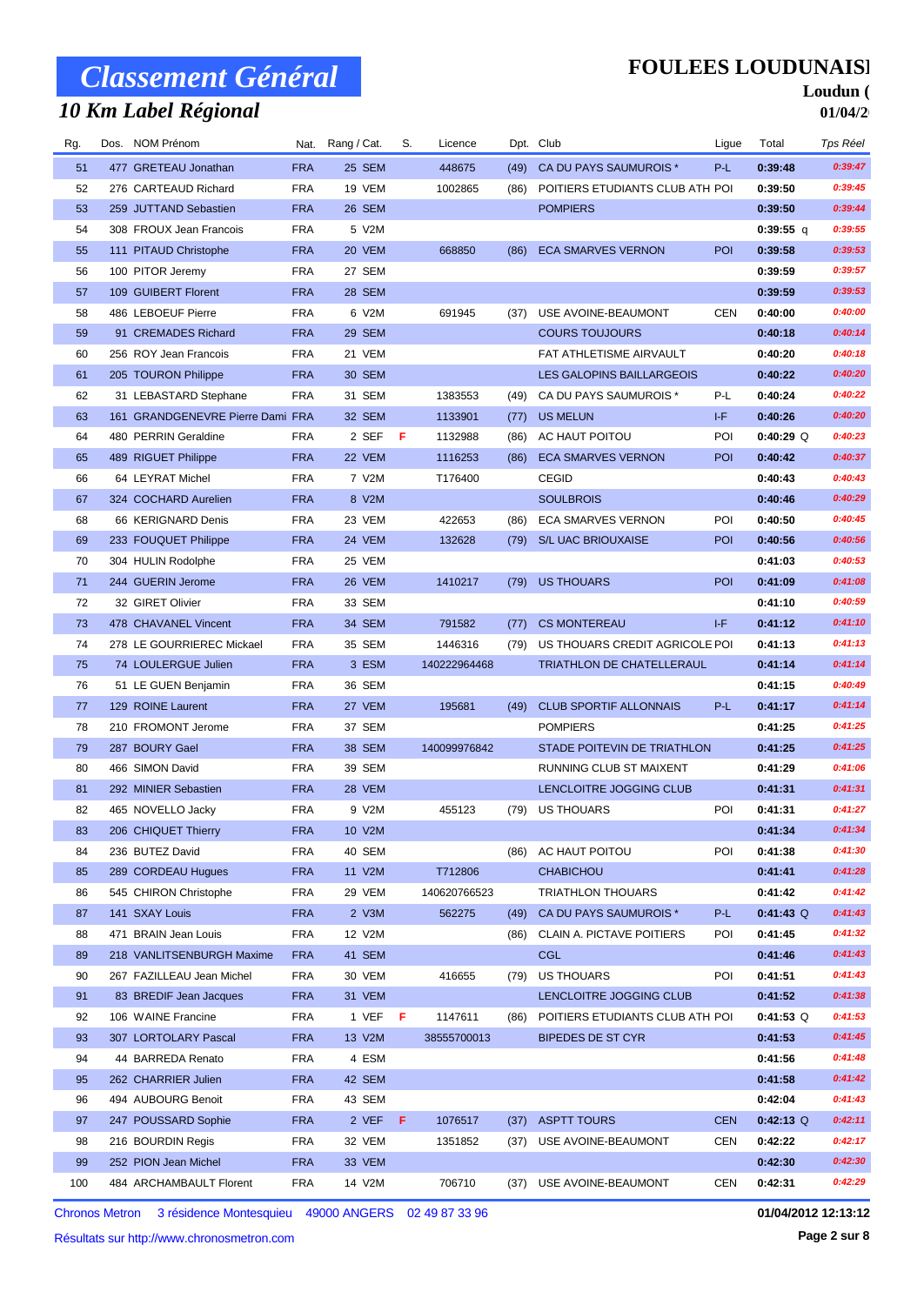# Classement Général

## 10 Km Label Régional

**FOULEES LOUDUNAISI**

**Loudun (**

**01/04/2**

| Rg. | Dos. | NOM Prénom | Nat. | Rang / Cat. | S. | Licence | Dpt. | Club | Ligue | Total | Tps Réel |
|---|---|---|---|---|---|---|---|---|---|---|---|
| 51 | 477 | GRETEAU Jonathan | FRA | 25 SEM | | 448675 | (49) | CA DU PAYS SAUMUROIS * | P-L | 0:39:48 | 0:39:47 |
| 52 | 276 | CARTEAUD Richard | FRA | 19 VEM | | 1002865 | (86) | POITIERS ETUDIANTS CLUB ATH | POI | 0:39:50 | 0:39:45 |
| 53 | 259 | JUTTAND Sebastien | FRA | 26 SEM | | | | POMPIERS | | 0:39:50 | 0:39:44 |
| 54 | 308 | FROUX Jean Francois | FRA | 5 V2M | | | | | | 0:39:55 q | 0:39:55 |
| 55 | 111 | PITAUD Christophe | FRA | 20 VEM | | 668850 | (86) | ECA SMARVES VERNON | POI | 0:39:58 | 0:39:53 |
| 56 | 100 | PITOR Jeremy | FRA | 27 SEM | | | | | | 0:39:59 | 0:39:57 |
| 57 | 109 | GUIBERT Florent | FRA | 28 SEM | | | | | | 0:39:59 | 0:39:53 |
| 58 | 486 | LEBOEUF Pierre | FRA | 6 V2M | | 691945 | (37) | USE AVOINE-BEAUMONT | CEN | 0:40:00 | 0:40:00 |
| 59 | 91 | CREMADES Richard | FRA | 29 SEM | | | | COURS TOUJOURS | | 0:40:18 | 0:40:14 |
| 60 | 256 | ROY Jean Francois | FRA | 21 VEM | | | | FAT ATHLETISME AIRVAULT | | 0:40:20 | 0:40:18 |
| 61 | 205 | TOURON Philippe | FRA | 30 SEM | | | | LES GALOPINS BAILLARGEOIS | | 0:40:22 | 0:40:20 |
| 62 | 31 | LEBASTARD Stephane | FRA | 31 SEM | | 1383553 | (49) | CA DU PAYS SAUMUROIS * | P-L | 0:40:24 | 0:40:22 |
| 63 | 161 | GRANDGENEVRE Pierre Dami | FRA | 32 SEM | | 1133901 | (77) | US MELUN | I-F | 0:40:26 | 0:40:20 |
| 64 | 480 | PERRIN Geraldine | FRA | 2 SEF | F | 1132988 | (86) | AC HAUT POITOU | POI | 0:40:29 Q | 0:40:23 |
| 65 | 489 | RIGUET Philippe | FRA | 22 VEM | | 1116253 | (86) | ECA SMARVES VERNON | POI | 0:40:42 | 0:40:37 |
| 66 | 64 | LEYRAT Michel | FRA | 7 V2M | | T176400 | | CEGID | | 0:40:43 | 0:40:43 |
| 67 | 324 | COCHARD Aurelien | FRA | 8 V2M | | | | SOULBROIS | | 0:40:46 | 0:40:29 |
| 68 | 66 | KERIGNARD Denis | FRA | 23 VEM | | 422653 | (86) | ECA SMARVES VERNON | POI | 0:40:50 | 0:40:45 |
| 69 | 233 | FOUQUET Philippe | FRA | 24 VEM | | 132628 | (79) | S/L UAC BRIOUXAISE | POI | 0:40:56 | 0:40:56 |
| 70 | 304 | HULIN Rodolphe | FRA | 25 VEM | | | | | | 0:41:03 | 0:40:53 |
| 71 | 244 | GUERIN Jerome | FRA | 26 VEM | | 1410217 | (79) | US THOUARS | POI | 0:41:09 | 0:41:08 |
| 72 | 32 | GIRET Olivier | FRA | 33 SEM | | | | | | 0:41:10 | 0:40:59 |
| 73 | 478 | CHAVANEL Vincent | FRA | 34 SEM | | 791582 | (77) | CS MONTEREAU | I-F | 0:41:12 | 0:41:10 |
| 74 | 278 | LE GOURRIEREC Mickael | FRA | 35 SEM | | 1446316 | (79) | US THOUARS CREDIT AGRICOLE | POI | 0:41:13 | 0:41:13 |
| 75 | 74 | LOULERGUE Julien | FRA | 3 ESM | | 140222964468 | | TRIATHLON DE CHATELLERAUL | | 0:41:14 | 0:41:14 |
| 76 | 51 | LE GUEN Benjamin | FRA | 36 SEM | | | | | | 0:41:15 | 0:40:49 |
| 77 | 129 | ROINE Laurent | FRA | 27 VEM | | 195681 | (49) | CLUB SPORTIF ALLONNAIS | P-L | 0:41:17 | 0:41:14 |
| 78 | 210 | FROMONT Jerome | FRA | 37 SEM | | | | POMPIERS | | 0:41:25 | 0:41:25 |
| 79 | 287 | BOURY Gael | FRA | 38 SEM | | 140099976842 | | STADE POITEVIN DE TRIATHLON | | 0:41:25 | 0:41:25 |
| 80 | 466 | SIMON David | FRA | 39 SEM | | | | RUNNING CLUB ST MAIXENT | | 0:41:29 | 0:41:06 |
| 81 | 292 | MINIER Sebastien | FRA | 28 VEM | | | | LENCLOITRE JOGGING CLUB | | 0:41:31 | 0:41:31 |
| 82 | 465 | NOVELLO Jacky | FRA | 9 V2M | | 455123 | (79) | US THOUARS | POI | 0:41:31 | 0:41:27 |
| 83 | 206 | CHIQUET Thierry | FRA | 10 V2M | | | | | | 0:41:34 | 0:41:34 |
| 84 | 236 | BUTEZ David | FRA | 40 SEM | | | (86) | AC HAUT POITOU | POI | 0:41:38 | 0:41:30 |
| 85 | 289 | CORDEAU Hugues | FRA | 11 V2M | | T712806 | | CHABICHOU | | 0:41:41 | 0:41:28 |
| 86 | 545 | CHIRON Christophe | FRA | 29 VEM | | 140620766523 | | TRIATHLON THOUARS | | 0:41:42 | 0:41:42 |
| 87 | 141 | SXAY Louis | FRA | 2 V3M | | 562275 | (49) | CA DU PAYS SAUMUROIS * | P-L | 0:41:43 Q | 0:41:43 |
| 88 | 471 | BRAIN Jean Louis | FRA | 12 V2M | | | (86) | CLAIN A. PICTAVE POITIERS | POI | 0:41:45 | 0:41:32 |
| 89 | 218 | VANLITSENBURGH Maxime | FRA | 41 SEM | | | | CGL | | 0:41:46 | 0:41:43 |
| 90 | 267 | FAZILLEAU Jean Michel | FRA | 30 VEM | | 416655 | (79) | US THOUARS | POI | 0:41:51 | 0:41:43 |
| 91 | 83 | BREDIF Jean Jacques | FRA | 31 VEM | | | | LENCLOITRE JOGGING CLUB | | 0:41:52 | 0:41:38 |
| 92 | 106 | WAINE Francine | FRA | 1 VEF | F | 1147611 | (86) | POITIERS ETUDIANTS CLUB ATH | POI | 0:41:53 Q | 0:41:53 |
| 93 | 307 | LORTOLARY Pascal | FRA | 13 V2M | | 38555700013 | | BIPEDES DE ST CYR | | 0:41:53 | 0:41:45 |
| 94 | 44 | BARREDA Renato | FRA | 4 ESM | | | | | | 0:41:56 | 0:41:48 |
| 95 | 262 | CHARRIER Julien | FRA | 42 SEM | | | | | | 0:41:58 | 0:41:42 |
| 96 | 494 | AUBOURG Benoit | FRA | 43 SEM | | | | | | 0:42:04 | 0:41:43 |
| 97 | 247 | POUSSARD Sophie | FRA | 2 VEF | F | 1076517 | (37) | ASPTT TOURS | CEN | 0:42:13 Q | 0:42:11 |
| 98 | 216 | BOURDIN Regis | FRA | 32 VEM | | 1351852 | (37) | USE AVOINE-BEAUMONT | CEN | 0:42:22 | 0:42:17 |
| 99 | 252 | PION Jean Michel | FRA | 33 VEM | | | | | | 0:42:30 | 0:42:30 |
| 100 | 484 | ARCHAMBAULT Florent | FRA | 14 V2M | | 706710 | (37) | USE AVOINE-BEAUMONT | CEN | 0:42:31 | 0:42:29 |

Chronos Metron 3 résidence Montesquieu 49000 ANGERS 02 49 87 33 96

Résultats sur http://www.chronosmetron.com

**01/04/2012 12:13:12**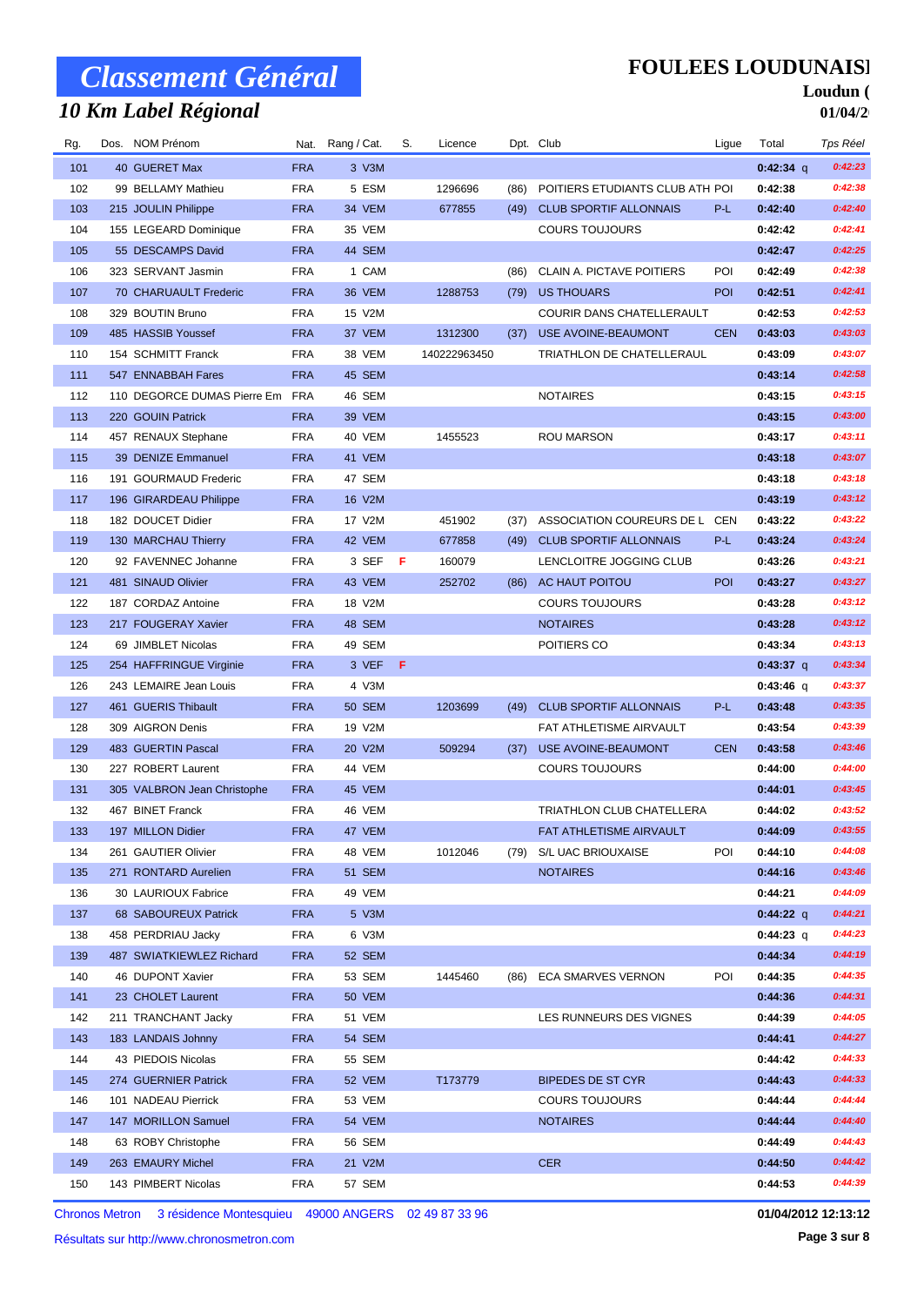# Classement Général

## 10 Km Label Régional

**FOULEES LOUDUNAISI**

**Loudun (**

**01/04/2**

| Rg. | Dos. | NOM Prénom | Nat. | Rang / Cat. | S. | Licence | Dpt. | Club | Ligue | Total | Tps Réel |
|---|---|---|---|---|---|---|---|---|---|---|---|
| 101 | 40 | GUERET Max | FRA | 3 V3M | | | | | | 0:42:34 q | 0:42:23 |
| 102 | 99 | BELLAMY Mathieu | FRA | 5 ESM | | 1296696 | (86) | POITIERS ETUDIANTS CLUB ATH | POI | 0:42:38 | 0:42:38 |
| 103 | 215 | JOULIN Philippe | FRA | 34 VEM | | 677855 | (49) | CLUB SPORTIF ALLONNAIS | P-L | 0:42:40 | 0:42:40 |
| 104 | 155 | LEGEARD Dominique | FRA | 35 VEM | | | | COURS TOUJOURS | | 0:42:42 | 0:42:41 |
| 105 | 55 | DESCAMPS David | FRA | 44 SEM | | | | | | 0:42:47 | 0:42:25 |
| 106 | 323 | SERVANT Jasmin | FRA | 1 CAM | | | (86) | CLAIN A. PICTAVE POITIERS | POI | 0:42:49 | 0:42:38 |
| 107 | 70 | CHARUAULT Frederic | FRA | 36 VEM | | 1288753 | (79) | US THOUARS | POI | 0:42:51 | 0:42:41 |
| 108 | 329 | BOUTIN Bruno | FRA | 15 V2M | | | | COURIR DANS CHATELLERAULT | | 0:42:53 | 0:42:53 |
| 109 | 485 | HASSIB Youssef | FRA | 37 VEM | | 1312300 | (37) | USE AVOINE-BEAUMONT | CEN | 0:43:03 | 0:43:03 |
| 110 | 154 | SCHMITT Franck | FRA | 38 VEM | | 140222963450 | | TRIATHLON DE CHATELLERAUL | | 0:43:09 | 0:43:07 |
| 111 | 547 | ENNABBAH Fares | FRA | 45 SEM | | | | | | 0:43:14 | 0:42:58 |
| 112 | 110 | DEGORCE DUMAS Pierre Em | FRA | 46 SEM | | | | NOTAIRES | | 0:43:15 | 0:43:15 |
| 113 | 220 | GOUIN Patrick | FRA | 39 VEM | | | | | | 0:43:15 | 0:43:00 |
| 114 | 457 | RENAUX Stephane | FRA | 40 VEM | | 1455523 | | ROU MARSON | | 0:43:17 | 0:43:11 |
| 115 | 39 | DENIZE Emmanuel | FRA | 41 VEM | | | | | | 0:43:18 | 0:43:07 |
| 116 | 191 | GOURMAUD Frederic | FRA | 47 SEM | | | | | | 0:43:18 | 0:43:18 |
| 117 | 196 | GIRARDEAU Philippe | FRA | 16 V2M | | | | | | 0:43:19 | 0:43:12 |
| 118 | 182 | DOUCET Didier | FRA | 17 V2M | | 451902 | (37) | ASSOCIATION COUREURS DE L | CEN | 0:43:22 | 0:43:22 |
| 119 | 130 | MARCHAU Thierry | FRA | 42 VEM | | 677858 | (49) | CLUB SPORTIF ALLONNAIS | P-L | 0:43:24 | 0:43:24 |
| 120 | 92 | FAVENNEC Johanne | FRA | 3 SEF | F | 160079 | | LENCLOITRE JOGGING CLUB | | 0:43:26 | 0:43:21 |
| 121 | 481 | SINAUD Olivier | FRA | 43 VEM | | 252702 | (86) | AC HAUT POITOU | POI | 0:43:27 | 0:43:27 |
| 122 | 187 | CORDAZ Antoine | FRA | 18 V2M | | | | COURS TOUJOURS | | 0:43:28 | 0:43:12 |
| 123 | 217 | FOUGERAY Xavier | FRA | 48 SEM | | | | NOTAIRES | | 0:43:28 | 0:43:12 |
| 124 | 69 | JIMBLET Nicolas | FRA | 49 SEM | | | | POITIERS CO | | 0:43:34 | 0:43:13 |
| 125 | 254 | HAFFRINGUE Virginie | FRA | 3 VEF | F | | | | | 0:43:37 q | 0:43:34 |
| 126 | 243 | LEMAIRE Jean Louis | FRA | 4 V3M | | | | | | 0:43:46 q | 0:43:37 |
| 127 | 461 | GUERIS Thibault | FRA | 50 SEM | | 1203699 | (49) | CLUB SPORTIF ALLONNAIS | P-L | 0:43:48 | 0:43:35 |
| 128 | 309 | AIGRON Denis | FRA | 19 V2M | | | | FAT ATHLETISME AIRVAULT | | 0:43:54 | 0:43:39 |
| 129 | 483 | GUERTIN Pascal | FRA | 20 V2M | | 509294 | (37) | USE AVOINE-BEAUMONT | CEN | 0:43:58 | 0:43:46 |
| 130 | 227 | ROBERT Laurent | FRA | 44 VEM | | | | COURS TOUJOURS | | 0:44:00 | 0:44:00 |
| 131 | 305 | VALBRON Jean Christophe | FRA | 45 VEM | | | | | | 0:44:01 | 0:43:45 |
| 132 | 467 | BINET Franck | FRA | 46 VEM | | | | TRIATHLON CLUB CHATELLERA | | 0:44:02 | 0:43:52 |
| 133 | 197 | MILLON Didier | FRA | 47 VEM | | | | FAT ATHLETISME AIRVAULT | | 0:44:09 | 0:43:55 |
| 134 | 261 | GAUTIER Olivier | FRA | 48 VEM | | 1012046 | (79) | S/L UAC BRIOUXAISE | POI | 0:44:10 | 0:44:08 |
| 135 | 271 | RONTARD Aurelien | FRA | 51 SEM | | | | NOTAIRES | | 0:44:16 | 0:43:46 |
| 136 | 30 | LAURIOUX Fabrice | FRA | 49 VEM | | | | | | 0:44:21 | 0:44:09 |
| 137 | 68 | SABOUREUX Patrick | FRA | 5 V3M | | | | | | 0:44:22 q | 0:44:21 |
| 138 | 458 | PERDRIAU Jacky | FRA | 6 V3M | | | | | | 0:44:23 q | 0:44:23 |
| 139 | 487 | SWIATKIEWLEZ Richard | FRA | 52 SEM | | | | | | 0:44:34 | 0:44:19 |
| 140 | 46 | DUPONT Xavier | FRA | 53 SEM | | 1445460 | (86) | ECA SMARVES VERNON | POI | 0:44:35 | 0:44:35 |
| 141 | 23 | CHOLET Laurent | FRA | 50 VEM | | | | | | 0:44:36 | 0:44:31 |
| 142 | 211 | TRANCHANT Jacky | FRA | 51 VEM | | | | LES RUNNEURS DES VIGNES | | 0:44:39 | 0:44:05 |
| 143 | 183 | LANDAIS Johnny | FRA | 54 SEM | | | | | | 0:44:41 | 0:44:27 |
| 144 | 43 | PIEDOIS Nicolas | FRA | 55 SEM | | | | | | 0:44:42 | 0:44:33 |
| 145 | 274 | GUERNIER Patrick | FRA | 52 VEM | | T173779 | | BIPEDES DE ST CYR | | 0:44:43 | 0:44:33 |
| 146 | 101 | NADEAU Pierrick | FRA | 53 VEM | | | | COURS TOUJOURS | | 0:44:44 | 0:44:44 |
| 147 | 147 | MORILLON Samuel | FRA | 54 VEM | | | | NOTAIRES | | 0:44:44 | 0:44:40 |
| 148 | 63 | ROBY Christophe | FRA | 56 SEM | | | | | | 0:44:49 | 0:44:43 |
| 149 | 263 | EMAURY Michel | FRA | 21 V2M | | | | CER | | 0:44:50 | 0:44:42 |
| 150 | 143 | PIMBERT Nicolas | FRA | 57 SEM | | | | | | 0:44:53 | 0:44:39 |

Chronos Metron 3 résidence Montesquieu 49000 ANGERS 02 49 87 33 96

Résultats sur http://www.chronosmetron.com

**01/04/2012 12:13:12**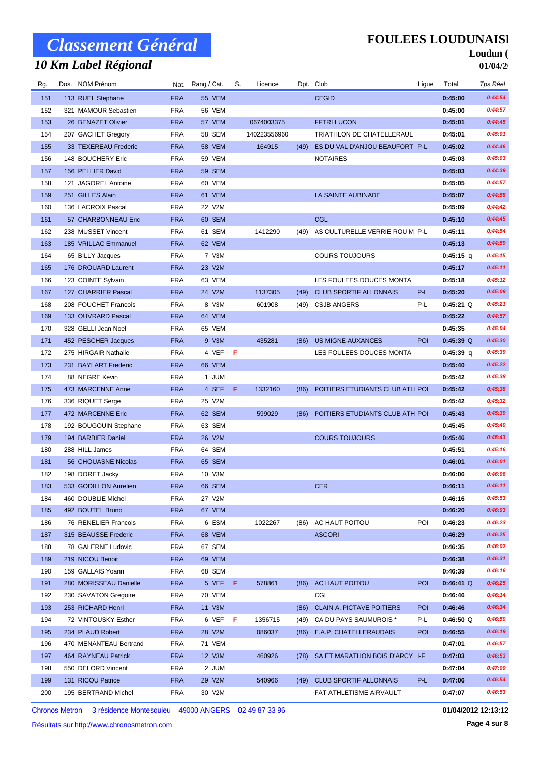# Classement Général

## 10 Km Label Régional

**FOULEES LOUDUNAISI**

**Loudun (**

**01/04/2**

| Rg. | Dos. | NOM Prénom | Nat. | Rang / Cat. | S. | Licence | Dpt. | Club | Ligue | Total | Tps Réel |
|---|---|---|---|---|---|---|---|---|---|---|---|
| 151 | 113 | RUEL Stephane | FRA | 55 VEM | | | | CEGID | | 0:45:00 | 0:44:54 |
| 152 | 321 | MAMOUR Sebastien | FRA | 56 VEM | | | | | | 0:45:00 | 0:44:57 |
| 153 | 26 | BENAZET Olivier | FRA | 57 VEM | | 0674003375 | | FFTRI LUCON | | 0:45:01 | 0:44:45 |
| 154 | 207 | GACHET Gregory | FRA | 58 SEM | | 140223556960 | | TRIATHLON DE CHATELLERAUL | | 0:45:01 | 0:45:01 |
| 155 | 33 | TEXEREAU Frederic | FRA | 58 VEM | | 164915 | (49) | ES DU VAL D'ANJOU BEAUFORT | P-L | 0:45:02 | 0:44:46 |
| 156 | 148 | BOUCHERY Eric | FRA | 59 VEM | | | | NOTAIRES | | 0:45:03 | 0:45:03 |
| 157 | 156 | PELLIER David | FRA | 59 SEM | | | | | | 0:45:03 | 0:44:39 |
| 158 | 121 | JAGOREL Antoine | FRA | 60 VEM | | | | | | 0:45:05 | 0:44:57 |
| 159 | 251 | GILLES Alain | FRA | 61 VEM | | | | LA SAINTE AUBINADE | | 0:45:07 | 0:44:58 |
| 160 | 136 | LACROIX Pascal | FRA | 22 V2M | | | | | | 0:45:09 | 0:44:42 |
| 161 | 57 | CHARBONNEAU Eric | FRA | 60 SEM | | | | CGL | | 0:45:10 | 0:44:45 |
| 162 | 238 | MUSSET Vincent | FRA | 61 SEM | | 1412290 | (49) | AS CULTURELLE VERRIE ROU M | P-L | 0:45:11 | 0:44:54 |
| 163 | 185 | VRILLAC Emmanuel | FRA | 62 VEM | | | | | | 0:45:13 | 0:44:59 |
| 164 | 65 | BILLY Jacques | FRA | 7 V3M | | | | COURS TOUJOURS | | 0:45:15 q | 0:45:15 |
| 165 | 176 | DROUARD Laurent | FRA | 23 V2M | | | | | | 0:45:17 | 0:45:11 |
| 166 | 123 | COINTE Sylvain | FRA | 63 VEM | | | | LES FOULEES DOUCES MONTA | | 0:45:18 | 0:45:12 |
| 167 | 127 | CHARRIER Pascal | FRA | 24 V2M | | 1137305 | (49) | CLUB SPORTIF ALLONNAIS | P-L | 0:45:20 | 0:45:09 |
| 168 | 208 | FOUCHET Francois | FRA | 8 V3M | | 601908 | (49) | CSJB ANGERS | P-L | 0:45:21 Q | 0:45:21 |
| 169 | 133 | OUVRARD Pascal | FRA | 64 VEM | | | | | | 0:45:22 | 0:44:57 |
| 170 | 328 | GELLI Jean Noel | FRA | 65 VEM | | | | | | 0:45:35 | 0:45:04 |
| 171 | 452 | PESCHER Jacques | FRA | 9 V3M | | 435281 | (86) | US MIGNE-AUXANCES | POI | 0:45:39 Q | 0:45:30 |
| 172 | 275 | HIRGAIR Nathalie | FRA | 4 VEF | F | | | LES FOULEES DOUCES MONTA | | 0:45:39 q | 0:45:39 |
| 173 | 231 | BAYLART Frederic | FRA | 66 VEM | | | | | | 0:45:40 | 0:45:22 |
| 174 | 88 | NEGRE Kevin | FRA | 1 JUM | | | | | | 0:45:42 | 0:45:38 |
| 175 | 473 | MARCENNE Anne | FRA | 4 SEF | F | 1332160 | (86) | POITIERS ETUDIANTS CLUB ATH | POI | 0:45:42 | 0:45:38 |
| 176 | 336 | RIQUET Serge | FRA | 25 V2M | | | | | | 0:45:42 | 0:45:32 |
| 177 | 472 | MARCENNE Eric | FRA | 62 SEM | | 599029 | (86) | POITIERS ETUDIANTS CLUB ATH | POI | 0:45:43 | 0:45:39 |
| 178 | 192 | BOUGOUIN Stephane | FRA | 63 SEM | | | | | | 0:45:45 | 0:45:40 |
| 179 | 194 | BARBIER Daniel | FRA | 26 V2M | | | | COURS TOUJOURS | | 0:45:46 | 0:45:43 |
| 180 | 288 | HILL James | FRA | 64 SEM | | | | | | 0:45:51 | 0:45:16 |
| 181 | 56 | CHOUASNE Nicolas | FRA | 65 SEM | | | | | | 0:46:01 | 0:46:01 |
| 182 | 198 | DORET Jacky | FRA | 10 V3M | | | | | | 0:46:06 | 0:46:06 |
| 183 | 533 | GODILLON Aurelien | FRA | 66 SEM | | | | CER | | 0:46:11 | 0:46:11 |
| 184 | 460 | DOUBLIE Michel | FRA | 27 V2M | | | | | | 0:46:16 | 0:45:53 |
| 185 | 492 | BOUTEL Bruno | FRA | 67 VEM | | | | | | 0:46:20 | 0:46:03 |
| 186 | 76 | RENELIER Francois | FRA | 6 ESM | | 1022267 | (86) | AC HAUT POITOU | POI | 0:46:23 | 0:46:23 |
| 187 | 315 | BEAUSSE Frederic | FRA | 68 VEM | | | | ASCORI | | 0:46:29 | 0:46:25 |
| 188 | 78 | GALERNE Ludovic | FRA | 67 SEM | | | | | | 0:46:35 | 0:46:02 |
| 189 | 219 | NICOU Benoit | FRA | 69 VEM | | | | | | 0:46:38 | 0:46:31 |
| 190 | 159 | GALLAIS Yoann | FRA | 68 SEM | | | | | | 0:46:39 | 0:46:16 |
| 191 | 280 | MORISSEAU Danielle | FRA | 5 VEF | F | 578861 | (86) | AC HAUT POITOU | POI | 0:46:41 Q | 0:46:25 |
| 192 | 230 | SAVATON Gregoire | FRA | 70 VEM | | | | CGL | | 0:46:46 | 0:46:14 |
| 193 | 253 | RICHARD Henri | FRA | 11 V3M | | | (86) | CLAIN A. PICTAVE POITIERS | POI | 0:46:46 | 0:46:34 |
| 194 | 72 | VINTOUSKY Esther | FRA | 6 VEF | F | 1356715 | (49) | CA DU PAYS SAUMUROIS * | P-L | 0:46:50 Q | 0:46:50 |
| 195 | 234 | PLAUD Robert | FRA | 28 V2M | | 086037 | (86) | E.A.P. CHATELLERAUDAIS | POI | 0:46:55 | 0:46:19 |
| 196 | 470 | MENANTEAU Bertrand | FRA | 71 VEM | | | | | | 0:47:01 | 0:46:57 |
| 197 | 464 | RAYNEAU Patrick | FRA | 12 V3M | | 460926 | (78) | SA ET MARATHON BOIS D'ARCY | I-F | 0:47:03 | 0:46:53 |
| 198 | 550 | DELORD Vincent | FRA | 2 JUM | | | | | | 0:47:04 | 0:47:00 |
| 199 | 131 | RICOU Patrice | FRA | 29 V2M | | 540966 | (49) | CLUB SPORTIF ALLONNAIS | P-L | 0:47:06 | 0:46:54 |
| 200 | 195 | BERTRAND Michel | FRA | 30 V2M | | | | FAT ATHLETISME AIRVAULT | | 0:47:07 | 0:46:53 |

Chronos Metron 3 résidence Montesquieu 49000 ANGERS 02 49 87 33 96

Résultats sur http://www.chronosmetron.com

01/04/2012 12:13:12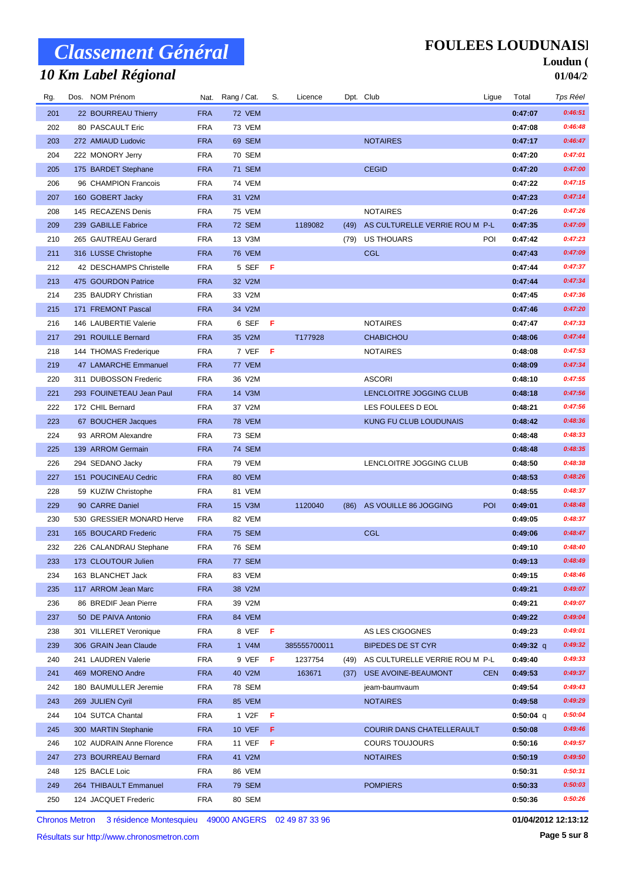# Classement Général

## 10 Km Label Régional

**FOULEES LOUDUNAISI**

**Loudun (**

**01/04/2**

| Rg. | Dos. | NOM Prénom | Nat. | Rang / Cat. | S. | Licence | Dpt. | Club | Ligue | Total | Tps Réel |
|---|---|---|---|---|---|---|---|---|---|---|---|
| 201 | 22 | BOURREAU Thierry | FRA | 72 VEM | | | | | | 0:47:07 | 0:46:51 |
| 202 | 80 | PASCAULT Eric | FRA | 73 VEM | | | | | | 0:47:08 | 0:46:48 |
| 203 | 272 | AMIAUD Ludovic | FRA | 69 SEM | | | | NOTAIRES | | 0:47:17 | 0:46:47 |
| 204 | 222 | MONORY Jerry | FRA | 70 SEM | | | | | | 0:47:20 | 0:47:01 |
| 205 | 175 | BARDET Stephane | FRA | 71 SEM | | | | CEGID | | 0:47:20 | 0:47:00 |
| 206 | 96 | CHAMPION Francois | FRA | 74 VEM | | | | | | 0:47:22 | 0:47:15 |
| 207 | 160 | GOBERT Jacky | FRA | 31 V2M | | | | | | 0:47:23 | 0:47:14 |
| 208 | 145 | RECAZENS Denis | FRA | 75 VEM | | | | NOTAIRES | | 0:47:26 | 0:47:26 |
| 209 | 239 | GABILLE Fabrice | FRA | 72 SEM | | 1189082 | (49) | AS CULTURELLE VERRIE ROU M | P-L | 0:47:35 | 0:47:09 |
| 210 | 265 | GAUTREAU Gerard | FRA | 13 V3M | | | (79) | US THOUARS | POI | 0:47:42 | 0:47:23 |
| 211 | 316 | LUSSE Christophe | FRA | 76 VEM | | | | CGL | | 0:47:43 | 0:47:09 |
| 212 | 42 | DESCHAMPS Christelle | FRA | 5 SEF | F | | | | | 0:47:44 | 0:47:37 |
| 213 | 475 | GOURDON Patrice | FRA | 32 V2M | | | | | | 0:47:44 | 0:47:34 |
| 214 | 235 | BAUDRY Christian | FRA | 33 V2M | | | | | | 0:47:45 | 0:47:36 |
| 215 | 171 | FREMONT Pascal | FRA | 34 V2M | | | | | | 0:47:46 | 0:47:20 |
| 216 | 146 | LAUBERTIE Valerie | FRA | 6 SEF | F | | | NOTAIRES | | 0:47:47 | 0:47:33 |
| 217 | 291 | ROUILLE Bernard | FRA | 35 V2M | | T177928 | | CHABICHOU | | 0:48:06 | 0:47:44 |
| 218 | 144 | THOMAS Frederique | FRA | 7 VEF | F | | | NOTAIRES | | 0:48:08 | 0:47:53 |
| 219 | 47 | LAMARCHE Emmanuel | FRA | 77 VEM | | | | | | 0:48:09 | 0:47:34 |
| 220 | 311 | DUBOSSON Frederic | FRA | 36 V2M | | | | ASCORI | | 0:48:10 | 0:47:55 |
| 221 | 293 | FOUINETEAU Jean Paul | FRA | 14 V3M | | | | LENCLOITRE JOGGING CLUB | | 0:48:18 | 0:47:56 |
| 222 | 172 | CHIL Bernard | FRA | 37 V2M | | | | LES FOULEES D EOL | | 0:48:21 | 0:47:56 |
| 223 | 67 | BOUCHER Jacques | FRA | 78 VEM | | | | KUNG FU CLUB LOUDUNAIS | | 0:48:42 | 0:48:36 |
| 224 | 93 | ARROM Alexandre | FRA | 73 SEM | | | | | | 0:48:48 | 0:48:33 |
| 225 | 139 | ARROM Germain | FRA | 74 SEM | | | | | | 0:48:48 | 0:48:35 |
| 226 | 294 | SEDANO Jacky | FRA | 79 VEM | | | | LENCLOITRE JOGGING CLUB | | 0:48:50 | 0:48:38 |
| 227 | 151 | POUCINEAU Cedric | FRA | 80 VEM | | | | | | 0:48:53 | 0:48:26 |
| 228 | 59 | KUZIW Christophe | FRA | 81 VEM | | | | | | 0:48:55 | 0:48:37 |
| 229 | 90 | CARRE Daniel | FRA | 15 V3M | | 1120040 | (86) | AS VOUILLE 86 JOGGING | POI | 0:49:01 | 0:48:48 |
| 230 | 530 | GRESSIER MONARD Herve | FRA | 82 VEM | | | | | | 0:49:05 | 0:48:37 |
| 231 | 165 | BOUCARD Frederic | FRA | 75 SEM | | | | CGL | | 0:49:06 | 0:48:47 |
| 232 | 226 | CALANDRAU Stephane | FRA | 76 SEM | | | | | | 0:49:10 | 0:48:40 |
| 233 | 173 | CLOUTOUR Julien | FRA | 77 SEM | | | | | | 0:49:13 | 0:48:49 |
| 234 | 163 | BLANCHET Jack | FRA | 83 VEM | | | | | | 0:49:15 | 0:48:46 |
| 235 | 117 | ARROM Jean Marc | FRA | 38 V2M | | | | | | 0:49:21 | 0:49:07 |
| 236 | 86 | BREDIF Jean Pierre | FRA | 39 V2M | | | | | | 0:49:21 | 0:49:07 |
| 237 | 50 | DE PAIVA Antonio | FRA | 84 VEM | | | | | | 0:49:22 | 0:49:04 |
| 238 | 301 | VILLERET Veronique | FRA | 8 VEF | F | | | AS LES CIGOGNES | | 0:49:23 | 0:49:01 |
| 239 | 306 | GRAIN Jean Claude | FRA | 1 V4M | | 385555700011 | | BIPEDES DE ST CYR | | 0:49:32 q | 0:49:32 |
| 240 | 241 | LAUDREN Valerie | FRA | 9 VEF | F | 1237754 | (49) | AS CULTURELLE VERRIE ROU M | P-L | 0:49:40 | 0:49:33 |
| 241 | 469 | MORENO Andre | FRA | 40 V2M | | 163671 | (37) | USE AVOINE-BEAUMONT | CEN | 0:49:53 | 0:49:37 |
| 242 | 180 | BAUMULLER Jeremie | FRA | 78 SEM | | | | jeam-baumvaum | | 0:49:54 | 0:49:43 |
| 243 | 269 | JULIEN Cyril | FRA | 85 VEM | | | | NOTAIRES | | 0:49:58 | 0:49:29 |
| 244 | 104 | SUTCA Chantal | FRA | 1 V2F | F | | | | | 0:50:04 q | 0:50:04 |
| 245 | 300 | MARTIN Stephanie | FRA | 10 VEF | F | | | COURIR DANS CHATELLERAULT | | 0:50:08 | 0:49:46 |
| 246 | 102 | AUDRAIN Anne Florence | FRA | 11 VEF | F | | | COURS TOUJOURS | | 0:50:16 | 0:49:57 |
| 247 | 273 | BOURREAU Bernard | FRA | 41 V2M | | | | NOTAIRES | | 0:50:19 | 0:49:50 |
| 248 | 125 | BACLE Loic | FRA | 86 VEM | | | | | | 0:50:31 | 0:50:31 |
| 249 | 264 | THIBAULT Emmanuel | FRA | 79 SEM | | | | POMPIERS | | 0:50:33 | 0:50:03 |
| 250 | 124 | JACQUET Frederic | FRA | 80 SEM | | | | | | 0:50:36 | 0:50:26 |

Chronos Metron 3 résidence Montesquieu 49000 ANGERS 02 49 87 33 96

**01/04/2012 12:13:12**

Résultats sur http://www.chronosmetron.com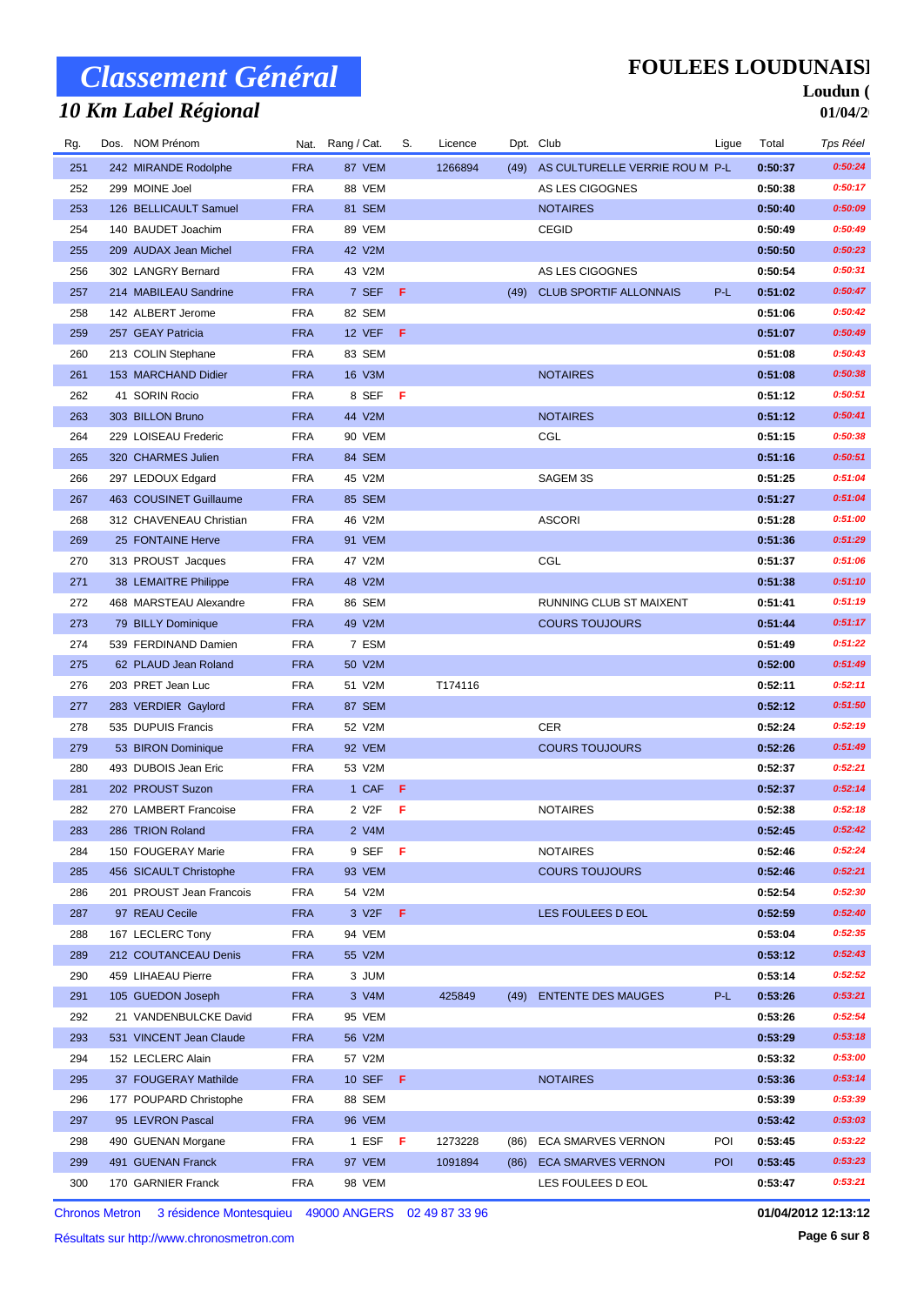# Classement Général

## 10 Km Label Régional

**FOULEES LOUDUNAISI**

**Loudun (**

**01/04/2**

| Rg. | Dos. | NOM Prénom | Nat. | Rang / Cat. | S. | Licence | Dpt. | Club | Ligue | Total | Tps Réel |
|---|---|---|---|---|---|---|---|---|---|---|---|
| 251 | 242 | MIRANDE Rodolphe | FRA | 87 VEM | | 1266894 | (49) | AS CULTURELLE VERRIE ROU M | P-L | 0:50:37 | 0:50:24 |
| 252 | 299 | MOINE Joel | FRA | 88 VEM | | | | AS LES CIGOGNES | | 0:50:38 | 0:50:17 |
| 253 | 126 | BELLICAULT Samuel | FRA | 81 SEM | | | | NOTAIRES | | 0:50:40 | 0:50:09 |
| 254 | 140 | BAUDET Joachim | FRA | 89 VEM | | | | CEGID | | 0:50:49 | 0:50:49 |
| 255 | 209 | AUDAX Jean Michel | FRA | 42 V2M | | | | | | 0:50:50 | 0:50:23 |
| 256 | 302 | LANGRY Bernard | FRA | 43 V2M | | | | AS LES CIGOGNES | | 0:50:54 | 0:50:31 |
| 257 | 214 | MABILEAU Sandrine | FRA | 7 SEF | F | | (49) | CLUB SPORTIF ALLONNAIS | P-L | 0:51:02 | 0:50:47 |
| 258 | 142 | ALBERT Jerome | FRA | 82 SEM | | | | | | 0:51:06 | 0:50:42 |
| 259 | 257 | GEAY Patricia | FRA | 12 VEF | F | | | | | 0:51:07 | 0:50:49 |
| 260 | 213 | COLIN Stephane | FRA | 83 SEM | | | | | | 0:51:08 | 0:50:43 |
| 261 | 153 | MARCHAND Didier | FRA | 16 V3M | | | | NOTAIRES | | 0:51:08 | 0:50:38 |
| 262 | 41 | SORIN Rocio | FRA | 8 SEF | F | | | | | 0:51:12 | 0:50:51 |
| 263 | 303 | BILLON Bruno | FRA | 44 V2M | | | | NOTAIRES | | 0:51:12 | 0:50:41 |
| 264 | 229 | LOISEAU Frederic | FRA | 90 VEM | | | | CGL | | 0:51:15 | 0:50:38 |
| 265 | 320 | CHARMES Julien | FRA | 84 SEM | | | | | | 0:51:16 | 0:50:51 |
| 266 | 297 | LEDOUX Edgard | FRA | 45 V2M | | | | SAGEM 3S | | 0:51:25 | 0:51:04 |
| 267 | 463 | COUSINET Guillaume | FRA | 85 SEM | | | | | | 0:51:27 | 0:51:04 |
| 268 | 312 | CHAVENEAU Christian | FRA | 46 V2M | | | | ASCORI | | 0:51:28 | 0:51:00 |
| 269 | 25 | FONTAINE Herve | FRA | 91 VEM | | | | | | 0:51:36 | 0:51:29 |
| 270 | 313 | PROUST Jacques | FRA | 47 V2M | | | | CGL | | 0:51:37 | 0:51:06 |
| 271 | 38 | LEMAITRE Philippe | FRA | 48 V2M | | | | | | 0:51:38 | 0:51:10 |
| 272 | 468 | MARSTEAU Alexandre | FRA | 86 SEM | | | | RUNNING CLUB ST MAIXENT | | 0:51:41 | 0:51:19 |
| 273 | 79 | BILLY Dominique | FRA | 49 V2M | | | | COURS TOUJOURS | | 0:51:44 | 0:51:17 |
| 274 | 539 | FERDINAND Damien | FRA | 7 ESM | | | | | | 0:51:49 | 0:51:22 |
| 275 | 62 | PLAUD Jean Roland | FRA | 50 V2M | | | | | | 0:52:00 | 0:51:49 |
| 276 | 203 | PRET Jean Luc | FRA | 51 V2M | | T174116 | | | | 0:52:11 | 0:52:11 |
| 277 | 283 | VERDIER Gaylord | FRA | 87 SEM | | | | | | 0:52:12 | 0:51:50 |
| 278 | 535 | DUPUIS Francis | FRA | 52 V2M | | | | CER | | 0:52:24 | 0:52:19 |
| 279 | 53 | BIRON Dominique | FRA | 92 VEM | | | | COURS TOUJOURS | | 0:52:26 | 0:51:49 |
| 280 | 493 | DUBOIS Jean Eric | FRA | 53 V2M | | | | | | 0:52:37 | 0:52:21 |
| 281 | 202 | PROUST Suzon | FRA | 1 CAF | F | | | | | 0:52:37 | 0:52:14 |
| 282 | 270 | LAMBERT Francoise | FRA | 2 V2F | F | | | NOTAIRES | | 0:52:38 | 0:52:18 |
| 283 | 286 | TRION Roland | FRA | 2 V4M | | | | | | 0:52:45 | 0:52:42 |
| 284 | 150 | FOUGERAY Marie | FRA | 9 SEF | F | | | NOTAIRES | | 0:52:46 | 0:52:24 |
| 285 | 456 | SICAULT Christophe | FRA | 93 VEM | | | | COURS TOUJOURS | | 0:52:46 | 0:52:21 |
| 286 | 201 | PROUST Jean Francois | FRA | 54 V2M | | | | | | 0:52:54 | 0:52:30 |
| 287 | 97 | REAU Cecile | FRA | 3 V2F | F | | | LES FOULEES D EOL | | 0:52:59 | 0:52:40 |
| 288 | 167 | LECLERC Tony | FRA | 94 VEM | | | | | | 0:53:04 | 0:52:35 |
| 289 | 212 | COUTANCEAU Denis | FRA | 55 V2M | | | | | | 0:53:12 | 0:52:43 |
| 290 | 459 | LIHAEAU Pierre | FRA | 3 JUM | | | | | | 0:53:14 | 0:52:52 |
| 291 | 105 | GUEDON Joseph | FRA | 3 V4M | | 425849 | (49) | ENTENTE DES MAUGES | P-L | 0:53:26 | 0:53:21 |
| 292 | 21 | VANDENBULCKE David | FRA | 95 VEM | | | | | | 0:53:26 | 0:52:54 |
| 293 | 531 | VINCENT Jean Claude | FRA | 56 V2M | | | | | | 0:53:29 | 0:53:18 |
| 294 | 152 | LECLERC Alain | FRA | 57 V2M | | | | | | 0:53:32 | 0:53:00 |
| 295 | 37 | FOUGERAY Mathilde | FRA | 10 SEF | F | | | NOTAIRES | | 0:53:36 | 0:53:14 |
| 296 | 177 | POUPARD Christophe | FRA | 88 SEM | | | | | | 0:53:39 | 0:53:39 |
| 297 | 95 | LEVRON Pascal | FRA | 96 VEM | | | | | | 0:53:42 | 0:53:03 |
| 298 | 490 | GUENAN Morgane | FRA | 1 ESF | F | 1273228 | (86) | ECA SMARVES VERNON | POI | 0:53:45 | 0:53:22 |
| 299 | 491 | GUENAN Franck | FRA | 97 VEM | | 1091894 | (86) | ECA SMARVES VERNON | POI | 0:53:45 | 0:53:23 |
| 300 | 170 | GARNIER Franck | FRA | 98 VEM | | | | LES FOULEES D EOL | | 0:53:47 | 0:53:21 |

Chronos Metron 3 résidence Montesquieu 49000 ANGERS 02 49 87 33 96

**01/04/2012 12:13:12**

Résultats sur http://www.chronosmetron.com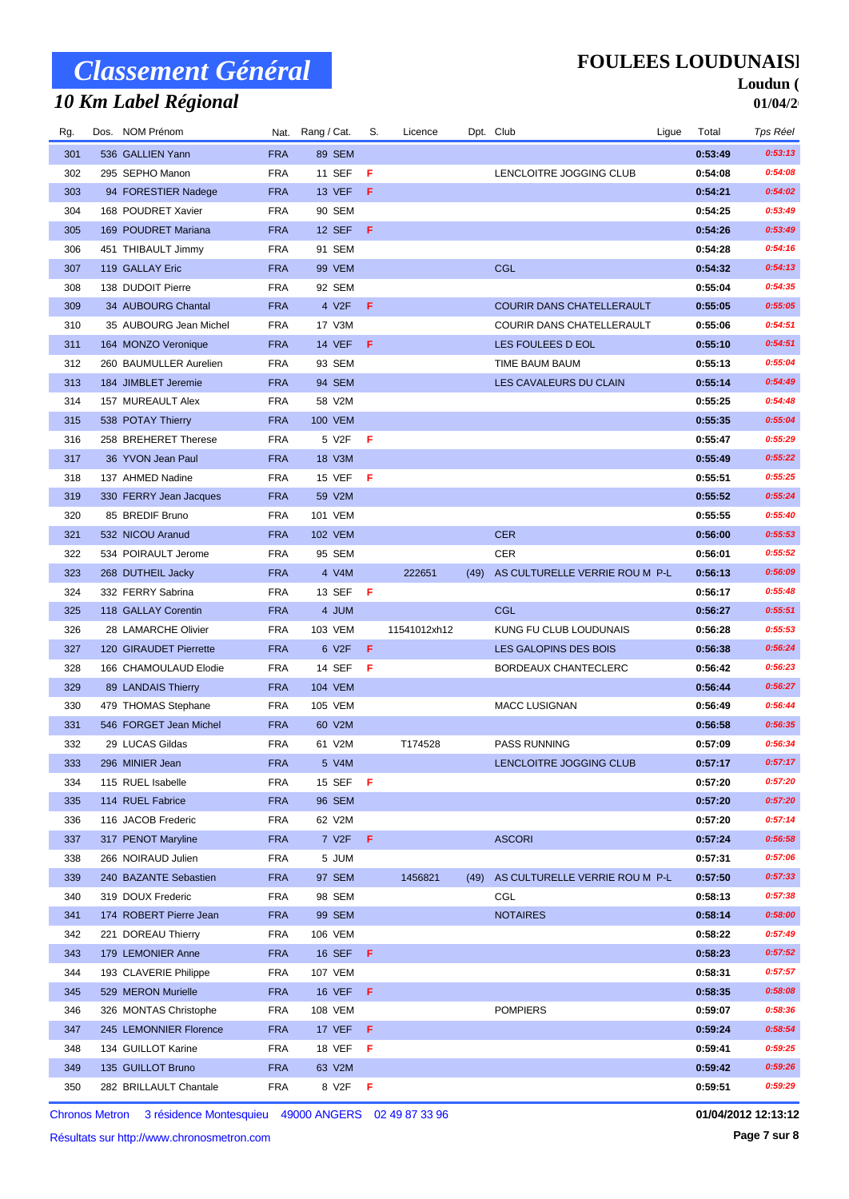# Classement Général

## 10 Km Label Régional

**FOULEES LOUDUNAISI**

**Loudun (**

**01/04/2**

| Rg. | Dos. | NOM Prénom | Nat. | Rang / Cat. | S. | Licence | Dpt. | Club | Ligue | Total | Tps Réel |
|---|---|---|---|---|---|---|---|---|---|---|---|
| 301 | 536 | GALLIEN Yann | FRA | 89 SEM | | | | | | 0:53:49 | 0:53:13 |
| 302 | 295 | SEPHO Manon | FRA | 11 SEF | F | | | LENCLOITRE JOGGING CLUB | | 0:54:08 | 0:54:08 |
| 303 | 94 | FORESTIER Nadege | FRA | 13 VEF | F | | | | | 0:54:21 | 0:54:02 |
| 304 | 168 | POUDRET Xavier | FRA | 90 SEM | | | | | | 0:54:25 | 0:53:49 |
| 305 | 169 | POUDRET Mariana | FRA | 12 SEF | F | | | | | 0:54:26 | 0:53:49 |
| 306 | 451 | THIBAULT Jimmy | FRA | 91 SEM | | | | | | 0:54:28 | 0:54:16 |
| 307 | 119 | GALLAY Eric | FRA | 99 VEM | | | | CGL | | 0:54:32 | 0:54:13 |
| 308 | 138 | DUDOIT Pierre | FRA | 92 SEM | | | | | | 0:55:04 | 0:54:35 |
| 309 | 34 | AUBOURG Chantal | FRA | 4 V2F | F | | | COURIR DANS CHATELLERAULT | | 0:55:05 | 0:55:05 |
| 310 | 35 | AUBOURG Jean Michel | FRA | 17 V3M | | | | COURIR DANS CHATELLERAULT | | 0:55:06 | 0:54:51 |
| 311 | 164 | MONZO Veronique | FRA | 14 VEF | F | | | LES FOULEES D EOL | | 0:55:10 | 0:54:51 |
| 312 | 260 | BAUMULLER Aurelien | FRA | 93 SEM | | | | TIME BAUM BAUM | | 0:55:13 | 0:55:04 |
| 313 | 184 | JIMBLET Jeremie | FRA | 94 SEM | | | | LES CAVALEURS DU CLAIN | | 0:55:14 | 0:54:49 |
| 314 | 157 | MUREAULT Alex | FRA | 58 V2M | | | | | | 0:55:25 | 0:54:48 |
| 315 | 538 | POTAY Thierry | FRA | 100 VEM | | | | | | 0:55:35 | 0:55:04 |
| 316 | 258 | BREHERET Therese | FRA | 5 V2F | F | | | | | 0:55:47 | 0:55:29 |
| 317 | 36 | YVON Jean Paul | FRA | 18 V3M | | | | | | 0:55:49 | 0:55:22 |
| 318 | 137 | AHMED Nadine | FRA | 15 VEF | F | | | | | 0:55:51 | 0:55:25 |
| 319 | 330 | FERRY Jean Jacques | FRA | 59 V2M | | | | | | 0:55:52 | 0:55:24 |
| 320 | 85 | BREDIF Bruno | FRA | 101 VEM | | | | | | 0:55:55 | 0:55:40 |
| 321 | 532 | NICOU Aranud | FRA | 102 VEM | | | | CER | | 0:56:00 | 0:55:53 |
| 322 | 534 | POIRAULT Jerome | FRA | 95 SEM | | | | CER | | 0:56:01 | 0:55:52 |
| 323 | 268 | DUTHEIL Jacky | FRA | 4 V4M | | 222651 | (49) | AS CULTURELLE VERRIE ROU M | P-L | 0:56:13 | 0:56:09 |
| 324 | 332 | FERRY Sabrina | FRA | 13 SEF | F | | | | | 0:56:17 | 0:55:48 |
| 325 | 118 | GALLAY Corentin | FRA | 4 JUM | | | | CGL | | 0:56:27 | 0:55:51 |
| 326 | 28 | LAMARCHE Olivier | FRA | 103 VEM | | 11541012xh12 | | KUNG FU CLUB LOUDUNAIS | | 0:56:28 | 0:55:53 |
| 327 | 120 | GIRAUDET Pierrette | FRA | 6 V2F | F | | | LES GALOPINS DES BOIS | | 0:56:38 | 0:56:24 |
| 328 | 166 | CHAMOULAUD Elodie | FRA | 14 SEF | F | | | BORDEAUX CHANTECLERC | | 0:56:42 | 0:56:23 |
| 329 | 89 | LANDAIS Thierry | FRA | 104 VEM | | | | | | 0:56:44 | 0:56:27 |
| 330 | 479 | THOMAS Stephane | FRA | 105 VEM | | | | MACC LUSIGNAN | | 0:56:49 | 0:56:44 |
| 331 | 546 | FORGET Jean Michel | FRA | 60 V2M | | | | | | 0:56:58 | 0:56:35 |
| 332 | 29 | LUCAS Gildas | FRA | 61 V2M | | T174528 | | PASS RUNNING | | 0:57:09 | 0:56:34 |
| 333 | 296 | MINIER Jean | FRA | 5 V4M | | | | LENCLOITRE JOGGING CLUB | | 0:57:17 | 0:57:17 |
| 334 | 115 | RUEL Isabelle | FRA | 15 SEF | F | | | | | 0:57:20 | 0:57:20 |
| 335 | 114 | RUEL Fabrice | FRA | 96 SEM | | | | | | 0:57:20 | 0:57:20 |
| 336 | 116 | JACOB Frederic | FRA | 62 V2M | | | | | | 0:57:20 | 0:57:14 |
| 337 | 317 | PENOT Maryline | FRA | 7 V2F | F | | | ASCORI | | 0:57:24 | 0:56:58 |
| 338 | 266 | NOIRAUD Julien | FRA | 5 JUM | | | | | | 0:57:31 | 0:57:06 |
| 339 | 240 | BAZANTE Sebastien | FRA | 97 SEM | | 1456821 | (49) | AS CULTURELLE VERRIE ROU M | P-L | 0:57:50 | 0:57:33 |
| 340 | 319 | DOUX Frederic | FRA | 98 SEM | | | | CGL | | 0:58:13 | 0:57:38 |
| 341 | 174 | ROBERT Pierre Jean | FRA | 99 SEM | | | | NOTAIRES | | 0:58:14 | 0:58:00 |
| 342 | 221 | DOREAU Thierry | FRA | 106 VEM | | | | | | 0:58:22 | 0:57:49 |
| 343 | 179 | LEMONIER Anne | FRA | 16 SEF | F | | | | | 0:58:23 | 0:57:52 |
| 344 | 193 | CLAVERIE Philippe | FRA | 107 VEM | | | | | | 0:58:31 | 0:57:57 |
| 345 | 529 | MERON Murielle | FRA | 16 VEF | F | | | | | 0:58:35 | 0:58:08 |
| 346 | 326 | MONTAS Christophe | FRA | 108 VEM | | | | POMPIERS | | 0:59:07 | 0:58:36 |
| 347 | 245 | LEMONNIER Florence | FRA | 17 VEF | F | | | | | 0:59:24 | 0:58:54 |
| 348 | 134 | GUILLOT Karine | FRA | 18 VEF | F | | | | | 0:59:41 | 0:59:25 |
| 349 | 135 | GUILLOT Bruno | FRA | 63 V2M | | | | | | 0:59:42 | 0:59:26 |
| 350 | 282 | BRILLAULT Chantale | FRA | 8 V2F | F | | | | | 0:59:51 | 0:59:29 |

Chronos Metron 3 résidence Montesquieu 49000 ANGERS 02 49 87 33 96

**01/04/2012 12:13:12**

Résultats sur http://www.chronosmetron.com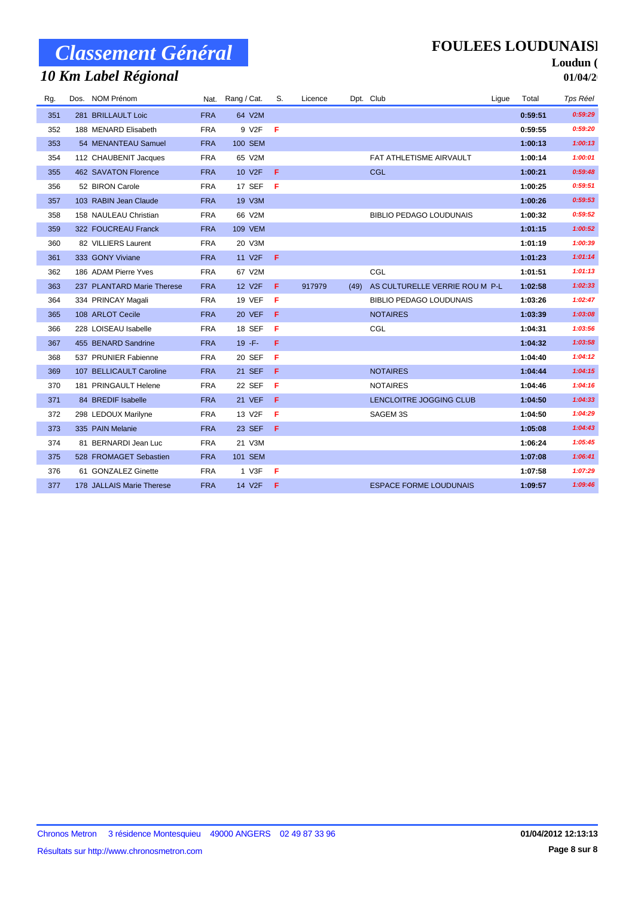# Classement Général

## 10 Km Label Régional

**FOULEES LOUDUNAISI**

**Loudun (**

**01/04/2**

| Rg. | Dos. | NOM Prénom | Nat. | Rang / Cat. | S. | Licence | Dpt. | Club | Ligue | Total | Tps Réel |
|---|---|---|---|---|---|---|---|---|---|---|---|
| 351 | 281 | BRILLAULT Loic | FRA | 64 V2M | | | | | | 0:59:51 | 0:59:29 |
| 352 | 188 | MENARD Elisabeth | FRA | 9 V2F | F | | | | | 0:59:55 | 0:59:20 |
| 353 | 54 | MENANTEAU Samuel | FRA | 100 SEM | | | | | | 1:00:13 | 1:00:13 |
| 354 | 112 | CHAUBENIT Jacques | FRA | 65 V2M | | | | FAT ATHLETISME AIRVAULT | | 1:00:14 | 1:00:01 |
| 355 | 462 | SAVATON Florence | FRA | 10 V2F | F | | | CGL | | 1:00:21 | 0:59:48 |
| 356 | 52 | BIRON Carole | FRA | 17 SEF | F | | | | | 1:00:25 | 0:59:51 |
| 357 | 103 | RABIN Jean Claude | FRA | 19 V3M | | | | | | 1:00:26 | 0:59:53 |
| 358 | 158 | NAULEAU Christian | FRA | 66 V2M | | | | BIBLIO PEDAGO LOUDUNAIS | | 1:00:32 | 0:59:52 |
| 359 | 322 | FOUCREAU Franck | FRA | 109 VEM | | | | | | 1:01:15 | 1:00:52 |
| 360 | 82 | VILLIERS Laurent | FRA | 20 V3M | | | | | | 1:01:19 | 1:00:39 |
| 361 | 333 | GONY Viviane | FRA | 11 V2F | F | | | | | 1:01:23 | 1:01:14 |
| 362 | 186 | ADAM Pierre Yves | FRA | 67 V2M | | | | CGL | | 1:01:51 | 1:01:13 |
| 363 | 237 | PLANTARD Marie Therese | FRA | 12 V2F | F | 917979 | (49) | AS CULTURELLE VERRIE ROU M | P-L | 1:02:58 | 1:02:33 |
| 364 | 334 | PRINCAY Magali | FRA | 19 VEF | F | | | BIBLIO PEDAGO LOUDUNAIS | | 1:03:26 | 1:02:47 |
| 365 | 108 | ARLOT Cecile | FRA | 20 VEF | F | | | NOTAIRES | | 1:03:39 | 1:03:08 |
| 366 | 228 | LOISEAU Isabelle | FRA | 18 SEF | F | | | CGL | | 1:04:31 | 1:03:56 |
| 367 | 455 | BENARD Sandrine | FRA | 19 -F- | F | | | | | 1:04:32 | 1:03:58 |
| 368 | 537 | PRUNIER Fabienne | FRA | 20 SEF | F | | | | | 1:04:40 | 1:04:12 |
| 369 | 107 | BELLICAULT Caroline | FRA | 21 SEF | F | | | NOTAIRES | | 1:04:44 | 1:04:15 |
| 370 | 181 | PRINGAULT Helene | FRA | 22 SEF | F | | | NOTAIRES | | 1:04:46 | 1:04:16 |
| 371 | 84 | BREDIF Isabelle | FRA | 21 VEF | F | | | LENCLOITRE JOGGING CLUB | | 1:04:50 | 1:04:33 |
| 372 | 298 | LEDOUX Marilyne | FRA | 13 V2F | F | | | SAGEM 3S | | 1:04:50 | 1:04:29 |
| 373 | 335 | PAIN Melanie | FRA | 23 SEF | F | | | | | 1:05:08 | 1:04:43 |
| 374 | 81 | BERNARDI Jean Luc | FRA | 21 V3M | | | | | | 1:06:24 | 1:05:45 |
| 375 | 528 | FROMAGET Sebastien | FRA | 101 SEM | | | | | | 1:07:08 | 1:06:41 |
| 376 | 61 | GONZALEZ Ginette | FRA | 1 V3F | F | | | | | 1:07:58 | 1:07:29 |
| 377 | 178 | JALLAIS Marie Therese | FRA | 14 V2F | F | | | ESPACE FORME LOUDUNAIS | | 1:09:57 | 1:09:46 |

Chronos Metron 3 résidence Montesquieu 49000 ANGERS 02 49 87 33 96

Résultats sur http://www.chronosmetron.com

01/04/2012 12:13:13